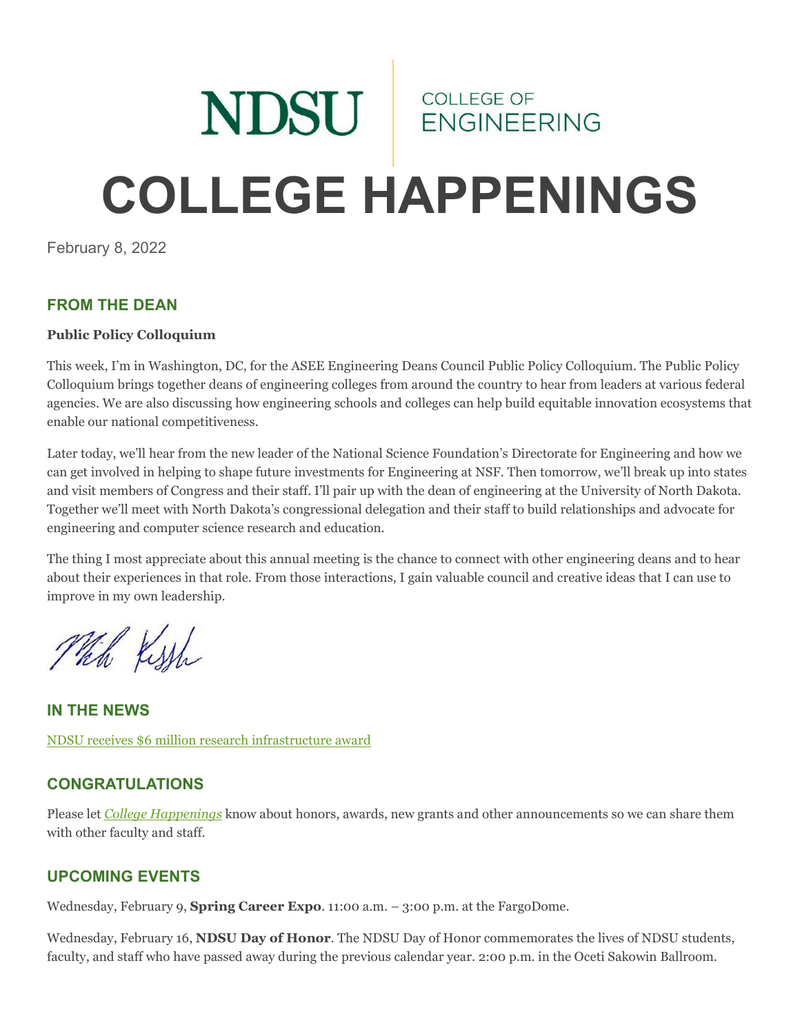# NDSU COLLEGE OF ENGINEERING

# COLLEGE HAPPENINGS

February 8, 2022

## FROM THE DEAN

**Public Policy Colloquium**

This week, I'm in Washington, DC, for the ASEE Engineering Deans Council Public Policy Colloquium. The Public Policy Colloquium brings together deans of engineering colleges from around the country to hear from leaders at various federal agencies. We are also discussing how engineering schools and colleges can help build equitable innovation ecosystems that enable our national competitiveness.

Later today, we'll hear from the new leader of the National Science Foundation's Directorate for Engineering and how we can get involved in helping to shape future investments for Engineering at NSF. Then tomorrow, we'll break up into states and visit members of Congress and their staff. I'll pair up with the dean of engineering at the University of North Dakota. Together we'll meet with North Dakota's congressional delegation and their staff to build relationships and advocate for engineering and computer science research and education.

The thing I most appreciate about this annual meeting is the chance to connect with other engineering deans and to hear about their experiences in that role. From those interactions, I gain valuable council and creative ideas that I can use to improve in my own leadership.

## IN THE NEWS

NDSU receives $6 million research infrastructure award

## CONGRATULATIONS

Please let *College Happenings* know about honors, awards, new grants and other announcements so we can share them with other faculty and staff.

## UPCOMING EVENTS

Wednesday, February 9, **Spring Career Expo**. 11:00 a.m. – 3:00 p.m. at the FargoDome.

Wednesday, February 16, **NDSU Day of Honor**. The NDSU Day of Honor commemorates the lives of NDSU students, faculty, and staff who have passed away during the previous calendar year. 2:00 p.m. in the Oceti Sakowin Ballroom.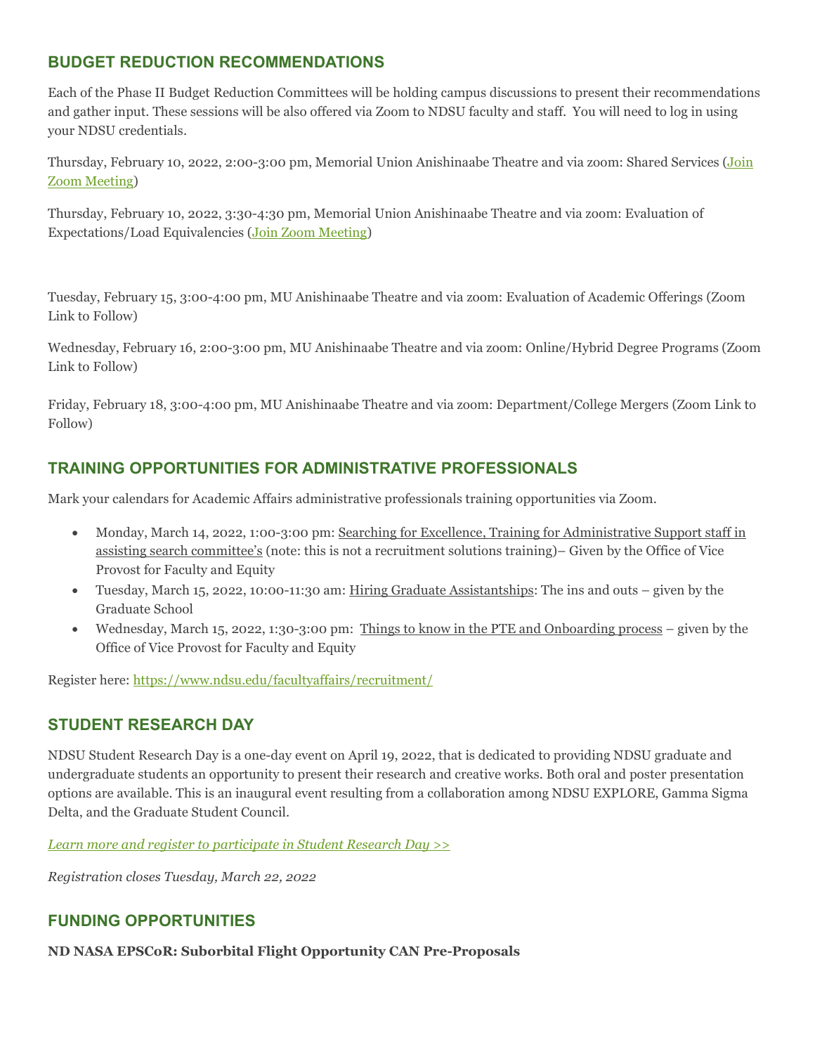## BUDGET REDUCTION RECOMMENDATIONS

Each of the Phase II Budget Reduction Committees will be holding campus discussions to present their recommendations and gather input. These sessions will be also offered via Zoom to NDSU faculty and staff. You will need to log in using your NDSU credentials.

Thursday, February 10, 2022, 2:00-3:00 pm, Memorial Union Anishinaabe Theatre and via zoom: Shared Services (Join Zoom Meeting)

Thursday, February 10, 2022, 3:30-4:30 pm, Memorial Union Anishinaabe Theatre and via zoom: Evaluation of Expectations/Load Equivalencies (Join Zoom Meeting)

Tuesday, February 15, 3:00-4:00 pm, MU Anishinaabe Theatre and via zoom: Evaluation of Academic Offerings (Zoom Link to Follow)

Wednesday, February 16, 2:00-3:00 pm, MU Anishinaabe Theatre and via zoom: Online/Hybrid Degree Programs (Zoom Link to Follow)

Friday, February 18, 3:00-4:00 pm, MU Anishinaabe Theatre and via zoom: Department/College Mergers (Zoom Link to Follow)

## TRAINING OPPORTUNITIES FOR ADMINISTRATIVE PROFESSIONALS

Mark your calendars for Academic Affairs administrative professionals training opportunities via Zoom.

- Monday, March 14, 2022, 1:00-3:00 pm: Searching for Excellence, Training for Administrative Support staff in assisting search committee's (note: this is not a recruitment solutions training)– Given by the Office of Vice Provost for Faculty and Equity
- Tuesday, March 15, 2022, 10:00-11:30 am: Hiring Graduate Assistantships: The ins and outs – given by the Graduate School
- Wednesday, March 15, 2022, 1:30-3:00 pm: Things to know in the PTE and Onboarding process – given by the Office of Vice Provost for Faculty and Equity

Register here: https://www.ndsu.edu/facultyaffairs/recruitment/

## STUDENT RESEARCH DAY

NDSU Student Research Day is a one-day event on April 19, 2022, that is dedicated to providing NDSU graduate and undergraduate students an opportunity to present their research and creative works. Both oral and poster presentation options are available. This is an inaugural event resulting from a collaboration among NDSU EXPLORE, Gamma Sigma Delta, and the Graduate Student Council.

*Learn more and register to participate in Student Research Day >>*

*Registration closes Tuesday, March 22, 2022*

## FUNDING OPPORTUNITIES

**ND NASA EPSCoR: Suborbital Flight Opportunity CAN Pre-Proposals**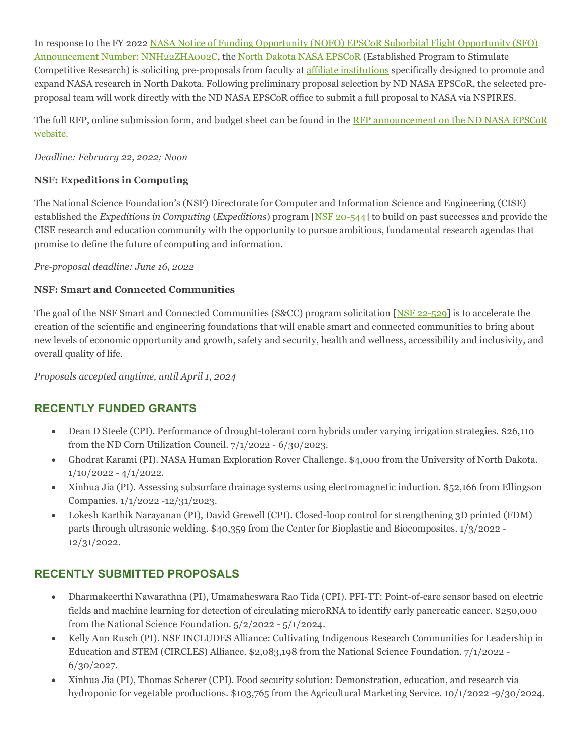In response to the FY 2022 NASA Notice of Funding Opportunity (NOFO) EPSCoR Suborbital Flight Opportunity (SFO) Announcement Number: NNH22ZHA002C, the North Dakota NASA EPSCoR (Established Program to Stimulate Competitive Research) is soliciting pre-proposals from faculty at affiliate institutions specifically designed to promote and expand NASA research in North Dakota. Following preliminary proposal selection by ND NASA EPSCoR, the selected pre-proposal team will work directly with the ND NASA EPSCoR office to submit a full proposal to NASA via NSPIRES.

The full RFP, online submission form, and budget sheet can be found in the RFP announcement on the ND NASA EPSCoR website.

*Deadline: February 22, 2022; Noon*

**NSF: Expeditions in Computing**

The National Science Foundation's (NSF) Directorate for Computer and Information Science and Engineering (CISE) established the *Expeditions in Computing* (*Expeditions*) program [NSF 20-544] to build on past successes and provide the CISE research and education community with the opportunity to pursue ambitious, fundamental research agendas that promise to define the future of computing and information.

*Pre-proposal deadline: June 16, 2022*

**NSF: Smart and Connected Communities**

The goal of the NSF Smart and Connected Communities (S&CC) program solicitation [NSF 22-529] is to accelerate the creation of the scientific and engineering foundations that will enable smart and connected communities to bring about new levels of economic opportunity and growth, safety and security, health and wellness, accessibility and inclusivity, and overall quality of life.

*Proposals accepted anytime, until April 1, 2024*

## RECENTLY FUNDED GRANTS

- Dean D Steele (CPI). Performance of drought-tolerant corn hybrids under varying irrigation strategies. $26,110 from the ND Corn Utilization Council. 7/1/2022 - 6/30/2023.
- Ghodrat Karami (PI). NASA Human Exploration Rover Challenge. $4,000 from the University of North Dakota. 1/10/2022 - 4/1/2022.
- Xinhua Jia (PI). Assessing subsurface drainage systems using electromagnetic induction. $52,166 from Ellingson Companies. 1/1/2022 -12/31/2023.
- Lokesh Karthik Narayanan (PI), David Grewell (CPI). Closed-loop control for strengthening 3D printed (FDM) parts through ultrasonic welding. $40,359 from the Center for Bioplastic and Biocomposites. 1/3/2022 - 12/31/2022.

## RECENTLY SUBMITTED PROPOSALS

- Dharmakeerthi Nawarathna (PI), Umamaheswara Rao Tida (CPI). PFI-TT: Point-of-care sensor based on electric fields and machine learning for detection of circulating microRNA to identify early pancreatic cancer. $250,000 from the National Science Foundation. 5/2/2022 - 5/1/2024.
- Kelly Ann Rusch (PI). NSF INCLUDES Alliance: Cultivating Indigenous Research Communities for Leadership in Education and STEM (CIRCLES) Alliance. $2,083,198 from the National Science Foundation. 7/1/2022 - 6/30/2027.
- Xinhua Jia (PI), Thomas Scherer (CPI). Food security solution: Demonstration, education, and research via hydroponic for vegetable productions. $103,765 from the Agricultural Marketing Service. 10/1/2022 -9/30/2024.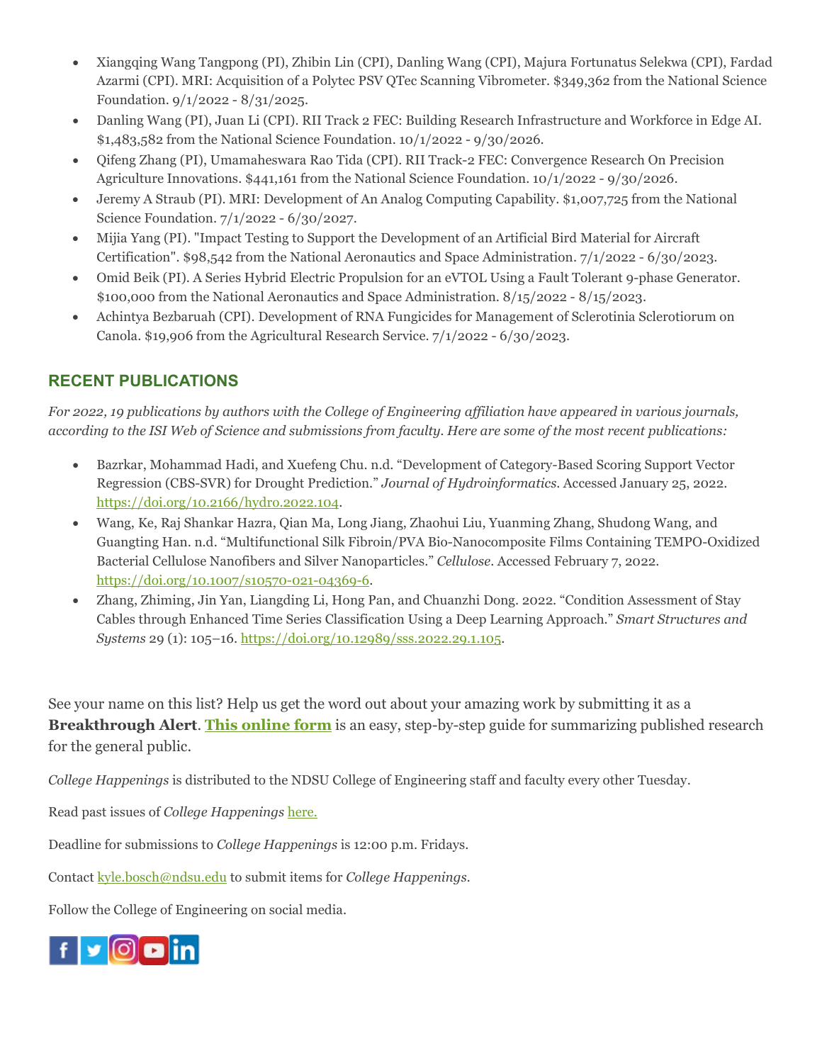- Xiangqing Wang Tangpong (PI), Zhibin Lin (CPI), Danling Wang (CPI), Majura Fortunatus Selekwa (CPI), Fardad Azarmi (CPI). MRI: Acquisition of a Polytec PSV QTec Scanning Vibrometer. $349,362 from the National Science Foundation. 9/1/2022 - 8/31/2025.
- Danling Wang (PI), Juan Li (CPI). RII Track 2 FEC: Building Research Infrastructure and Workforce in Edge AI. $1,483,582 from the National Science Foundation. 10/1/2022 - 9/30/2026.
- Qifeng Zhang (PI), Umamaheswara Rao Tida (CPI). RII Track-2 FEC: Convergence Research On Precision Agriculture Innovations. $441,161 from the National Science Foundation. 10/1/2022 - 9/30/2026.
- Jeremy A Straub (PI). MRI: Development of An Analog Computing Capability. $1,007,725 from the National Science Foundation. 7/1/2022 - 6/30/2027.
- Mijia Yang (PI). "Impact Testing to Support the Development of an Artificial Bird Material for Aircraft Certification". $98,542 from the National Aeronautics and Space Administration. 7/1/2022 - 6/30/2023.
- Omid Beik (PI). A Series Hybrid Electric Propulsion for an eVTOL Using a Fault Tolerant 9-phase Generator. $100,000 from the National Aeronautics and Space Administration. 8/15/2022 - 8/15/2023.
- Achintya Bezbaruah (CPI). Development of RNA Fungicides for Management of Sclerotinia Sclerotiorum on Canola. $19,906 from the Agricultural Research Service. 7/1/2022 - 6/30/2023.

## RECENT PUBLICATIONS

*For 2022, 19 publications by authors with the College of Engineering affiliation have appeared in various journals, according to the ISI Web of Science and submissions from faculty. Here are some of the most recent publications:*

- Bazrkar, Mohammad Hadi, and Xuefeng Chu. n.d. "Development of Category-Based Scoring Support Vector Regression (CBS-SVR) for Drought Prediction." *Journal of Hydroinformatics*. Accessed January 25, 2022. https://doi.org/10.2166/hydro.2022.104.
- Wang, Ke, Raj Shankar Hazra, Qian Ma, Long Jiang, Zhaohui Liu, Yuanming Zhang, Shudong Wang, and Guangting Han. n.d. "Multifunctional Silk Fibroin/PVA Bio-Nanocomposite Films Containing TEMPO-Oxidized Bacterial Cellulose Nanofibers and Silver Nanoparticles." *Cellulose*. Accessed February 7, 2022. https://doi.org/10.1007/s10570-021-04369-6.
- Zhang, Zhiming, Jin Yan, Liangding Li, Hong Pan, and Chuanzhi Dong. 2022. "Condition Assessment of Stay Cables through Enhanced Time Series Classification Using a Deep Learning Approach." *Smart Structures and Systems* 29 (1): 105–16. https://doi.org/10.12989/sss.2022.29.1.105.

See your name on this list? Help us get the word out about your amazing work by submitting it as a **Breakthrough Alert**. **This online form** is an easy, step-by-step guide for summarizing published research for the general public.

*College Happenings* is distributed to the NDSU College of Engineering staff and faculty every other Tuesday.

Read past issues of *College Happenings* here.

Deadline for submissions to *College Happenings* is 12:00 p.m. Fridays.

Contact kyle.bosch@ndsu.edu to submit items for *College Happenings*.

Follow the College of Engineering on social media.